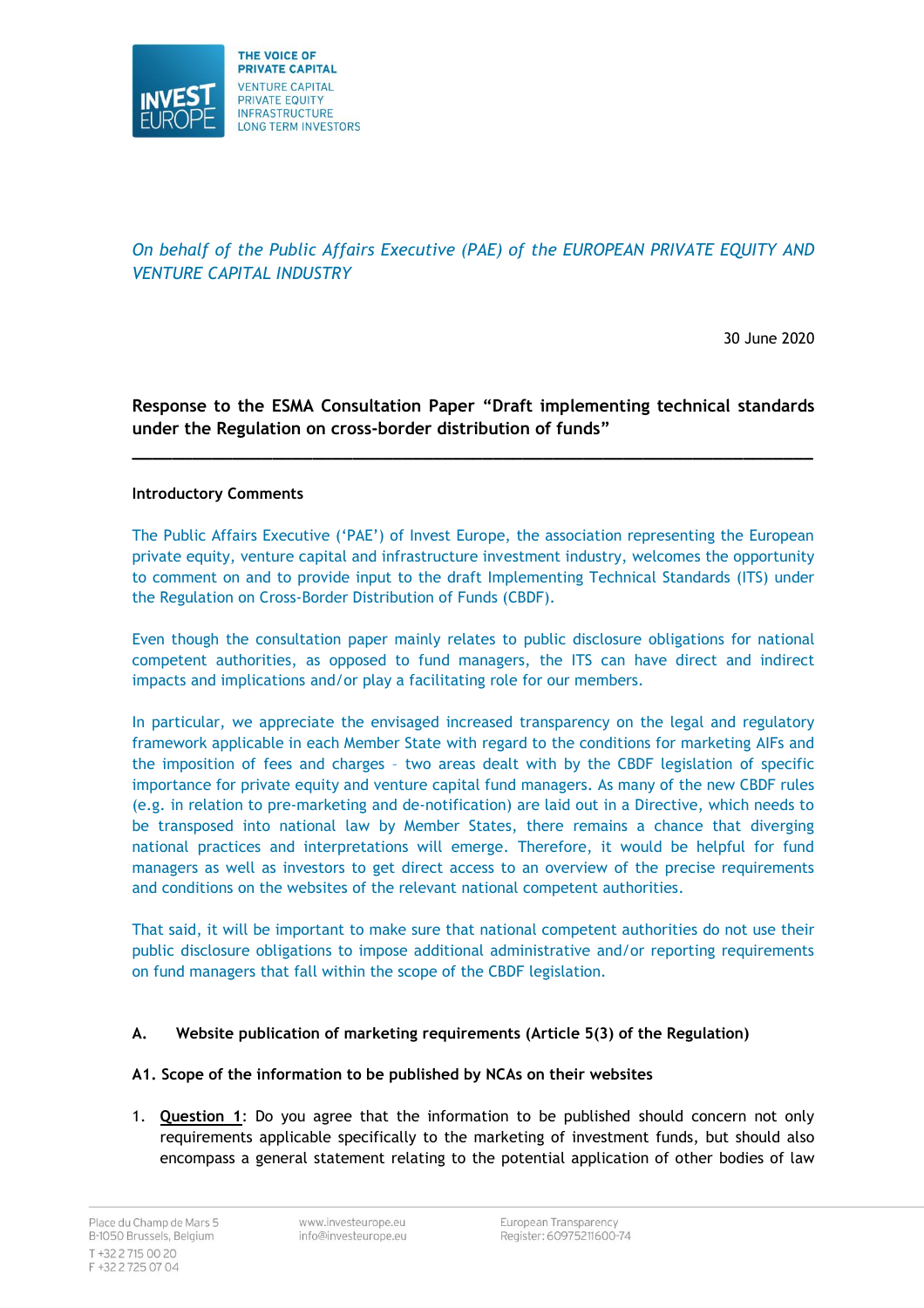INVEST EUROPE

THE VOICE OF PRIVATE CAPITAL
VENTURE CAPITAL
PRIVATE EQUITY
INFRASTRUCTURE
LONG TERM INVESTORS

*On behalf of the Public Affairs Executive (PAE) of the EUROPEAN PRIVATE EQUITY AND VENTURE CAPITAL INDUSTRY*

30 June 2020

**Response to the ESMA Consultation Paper "Draft implementing technical standards under the Regulation on cross-border distribution of funds"**

---

**Introductory Comments**

The Public Affairs Executive ('PAE') of Invest Europe, the association representing the European private equity, venture capital and infrastructure investment industry, welcomes the opportunity to comment on and to provide input to the draft Implementing Technical Standards (ITS) under the Regulation on Cross-Border Distribution of Funds (CBDF).

Even though the consultation paper mainly relates to public disclosure obligations for national competent authorities, as opposed to fund managers, the ITS can have direct and indirect impacts and implications and/or play a facilitating role for our members.

In particular, we appreciate the envisaged increased transparency on the legal and regulatory framework applicable in each Member State with regard to the conditions for marketing AIFs and the imposition of fees and charges – two areas dealt with by the CBDF legislation of specific importance for private equity and venture capital fund managers. As many of the new CBDF rules (e.g. in relation to pre-marketing and de-notification) are laid out in a Directive, which needs to be transposed into national law by Member States, there remains a chance that diverging national practices and interpretations will emerge. Therefore, it would be helpful for fund managers as well as investors to get direct access to an overview of the precise requirements and conditions on the websites of the relevant national competent authorities.

That said, it will be important to make sure that national competent authorities do not use their public disclosure obligations to impose additional administrative and/or reporting requirements on fund managers that fall within the scope of the CBDF legislation.

**A. Website publication of marketing requirements (Article 5(3) of the Regulation)**

**A1. Scope of the information to be published by NCAs on their websites**

1. **Question 1**: Do you agree that the information to be published should concern not only requirements applicable specifically to the marketing of investment funds, but should also encompass a general statement relating to the potential application of other bodies of law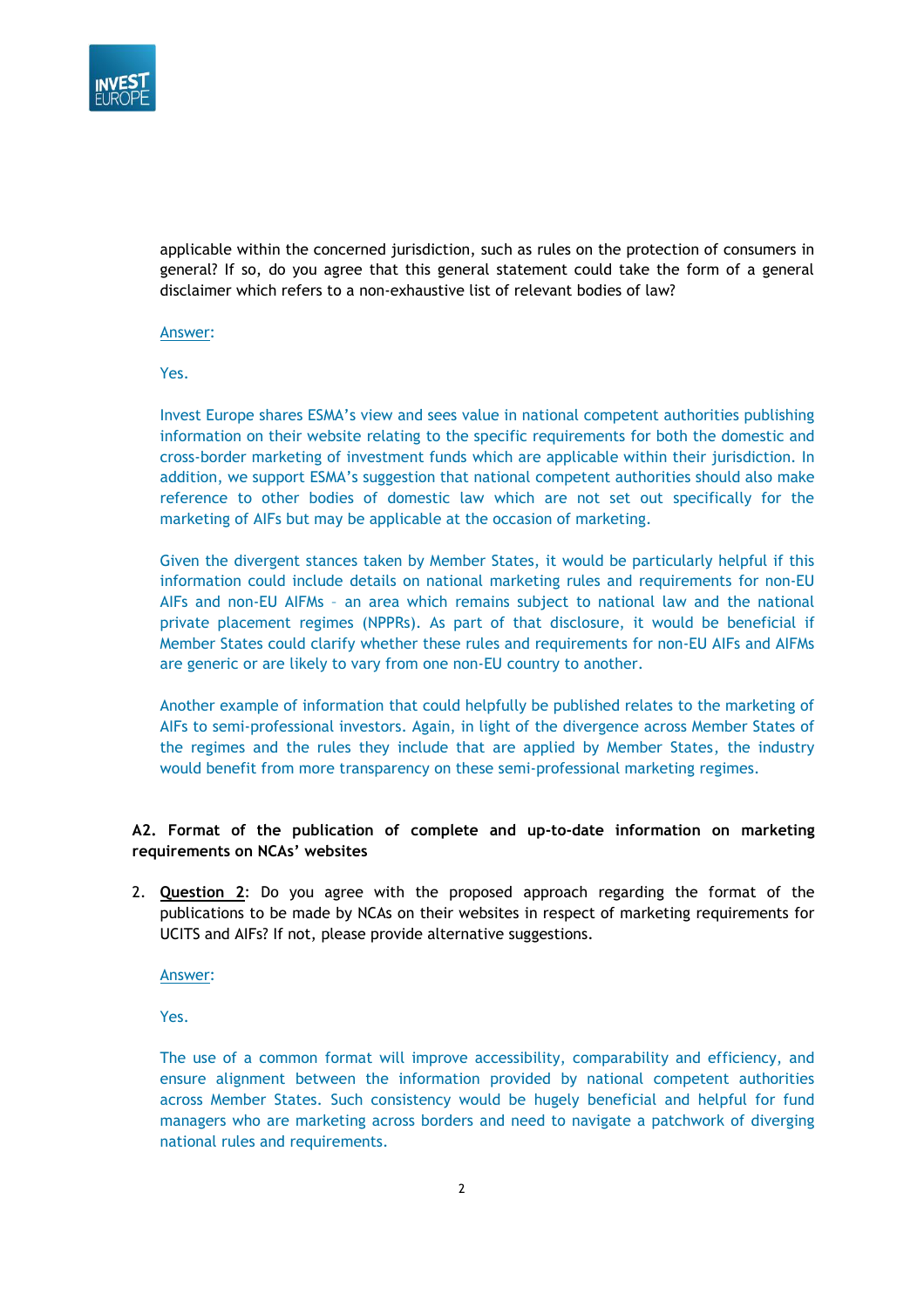applicable within the concerned jurisdiction, such as rules on the protection of consumers in general? If so, do you agree that this general statement could take the form of a general disclaimer which refers to a non-exhaustive list of relevant bodies of law?

Answer:

Yes.

Invest Europe shares ESMA's view and sees value in national competent authorities publishing information on their website relating to the specific requirements for both the domestic and cross-border marketing of investment funds which are applicable within their jurisdiction. In addition, we support ESMA's suggestion that national competent authorities should also make reference to other bodies of domestic law which are not set out specifically for the marketing of AIFs but may be applicable at the occasion of marketing.

Given the divergent stances taken by Member States, it would be particularly helpful if this information could include details on national marketing rules and requirements for non-EU AIFs and non-EU AIFMs – an area which remains subject to national law and the national private placement regimes (NPPRs). As part of that disclosure, it would be beneficial if Member States could clarify whether these rules and requirements for non-EU AIFs and AIFMs are generic or are likely to vary from one non-EU country to another.

Another example of information that could helpfully be published relates to the marketing of AIFs to semi-professional investors. Again, in light of the divergence across Member States of the regimes and the rules they include that are applied by Member States, the industry would benefit from more transparency on these semi-professional marketing regimes.

**A2. Format of the publication of complete and up-to-date information on marketing requirements on NCAs' websites**

2. **Question 2**: Do you agree with the proposed approach regarding the format of the publications to be made by NCAs on their websites in respect of marketing requirements for UCITS and AIFs? If not, please provide alternative suggestions.

   Answer:

   Yes.

   The use of a common format will improve accessibility, comparability and efficiency, and ensure alignment between the information provided by national competent authorities across Member States. Such consistency would be hugely beneficial and helpful for fund managers who are marketing across borders and need to navigate a patchwork of diverging national rules and requirements.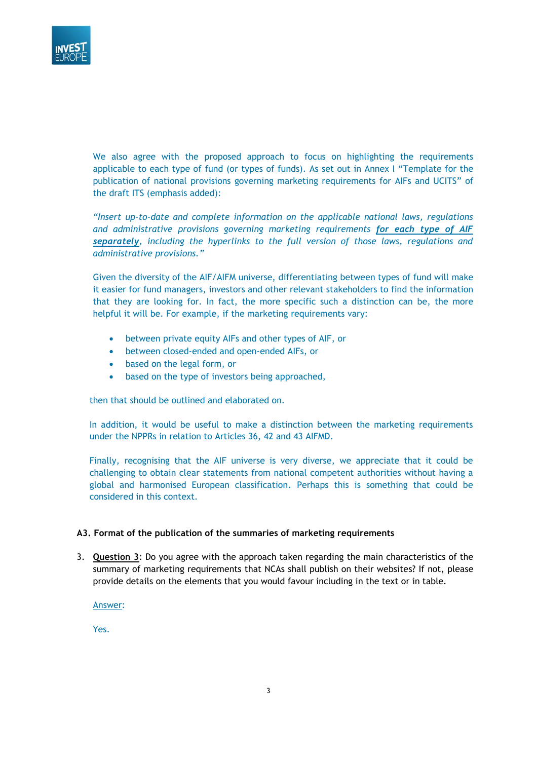We also agree with the proposed approach to focus on highlighting the requirements applicable to each type of fund (or types of funds). As set out in Annex I "Template for the publication of national provisions governing marketing requirements for AIFs and UCITS" of the draft ITS (emphasis added):

*"Insert up-to-date and complete information on the applicable national laws, regulations and administrative provisions governing marketing requirements **for each type of AIF separately**, including the hyperlinks to the full version of those laws, regulations and administrative provisions."*

Given the diversity of the AIF/AIFM universe, differentiating between types of fund will make it easier for fund managers, investors and other relevant stakeholders to find the information that they are looking for. In fact, the more specific such a distinction can be, the more helpful it will be. For example, if the marketing requirements vary:

- between private equity AIFs and other types of AIF, or
- between closed-ended and open-ended AIFs, or
- based on the legal form, or
- based on the type of investors being approached,

then that should be outlined and elaborated on.

In addition, it would be useful to make a distinction between the marketing requirements under the NPPRs in relation to Articles 36, 42 and 43 AIFMD.

Finally, recognising that the AIF universe is very diverse, we appreciate that it could be challenging to obtain clear statements from national competent authorities without having a global and harmonised European classification. Perhaps this is something that could be considered in this context.

### A3. Format of the publication of the summaries of marketing requirements

3. **Question 3**: Do you agree with the approach taken regarding the main characteristics of the summary of marketing requirements that NCAs shall publish on their websites? If not, please provide details on the elements that you would favour including in the text or in table.

   Answer:

   Yes.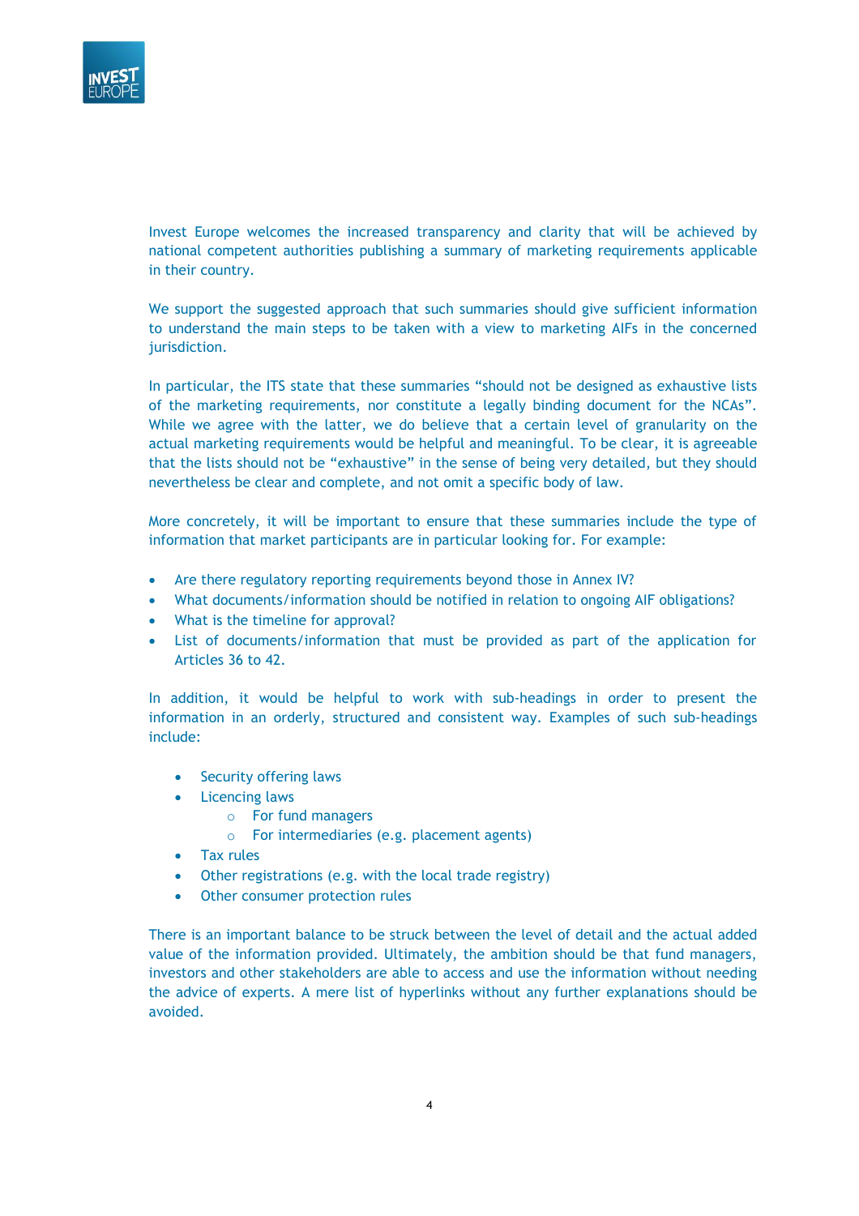Invest Europe welcomes the increased transparency and clarity that will be achieved by national competent authorities publishing a summary of marketing requirements applicable in their country.

We support the suggested approach that such summaries should give sufficient information to understand the main steps to be taken with a view to marketing AIFs in the concerned jurisdiction.

In particular, the ITS state that these summaries "should not be designed as exhaustive lists of the marketing requirements, nor constitute a legally binding document for the NCAs". While we agree with the latter, we do believe that a certain level of granularity on the actual marketing requirements would be helpful and meaningful. To be clear, it is agreeable that the lists should not be "exhaustive" in the sense of being very detailed, but they should nevertheless be clear and complete, and not omit a specific body of law.

More concretely, it will be important to ensure that these summaries include the type of information that market participants are in particular looking for. For example:

- Are there regulatory reporting requirements beyond those in Annex IV?
- What documents/information should be notified in relation to ongoing AIF obligations?
- What is the timeline for approval?
- List of documents/information that must be provided as part of the application for Articles 36 to 42.

In addition, it would be helpful to work with sub-headings in order to present the information in an orderly, structured and consistent way. Examples of such sub-headings include:

- Security offering laws
- Licencing laws
  - For fund managers
  - For intermediaries (e.g. placement agents)
- Tax rules
- Other registrations (e.g. with the local trade registry)
- Other consumer protection rules

There is an important balance to be struck between the level of detail and the actual added value of the information provided. Ultimately, the ambition should be that fund managers, investors and other stakeholders are able to access and use the information without needing the advice of experts. A mere list of hyperlinks without any further explanations should be avoided.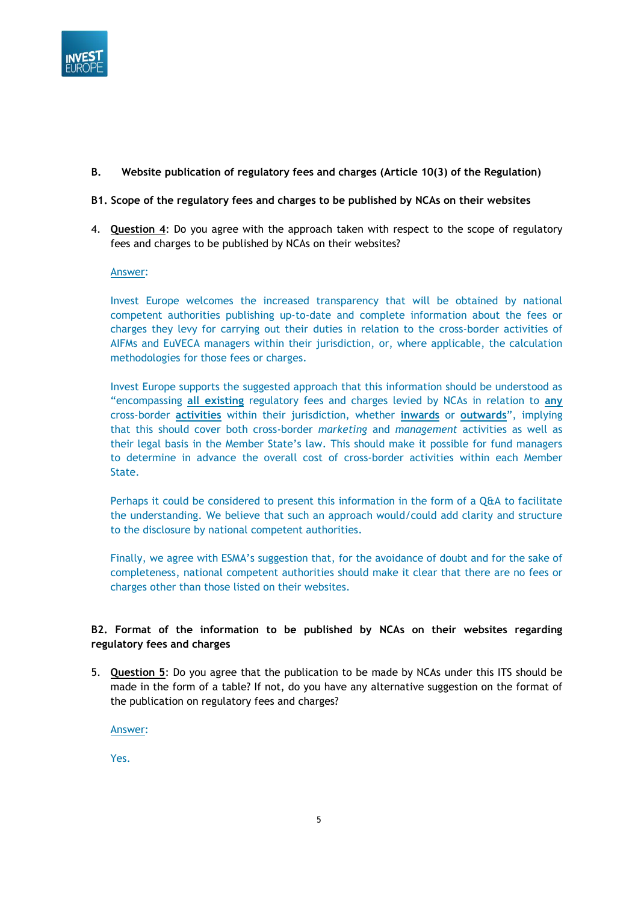## B. Website publication of regulatory fees and charges (Article 10(3) of the Regulation)

### B1. Scope of the regulatory fees and charges to be published by NCAs on their websites

4. **Question 4**: Do you agree with the approach taken with respect to the scope of regulatory fees and charges to be published by NCAs on their websites?

   Answer:

   Invest Europe welcomes the increased transparency that will be obtained by national competent authorities publishing up-to-date and complete information about the fees or charges they levy for carrying out their duties in relation to the cross-border activities of AIFMs and EuVECA managers within their jurisdiction, or, where applicable, the calculation methodologies for those fees or charges.

   Invest Europe supports the suggested approach that this information should be understood as "encompassing **all existing** regulatory fees and charges levied by NCAs in relation to **any** cross-border **activities** within their jurisdiction, whether **inwards** or **outwards**", implying that this should cover both cross-border *marketing* and *management* activities as well as their legal basis in the Member State's law. This should make it possible for fund managers to determine in advance the overall cost of cross-border activities within each Member State.

   Perhaps it could be considered to present this information in the form of a Q&A to facilitate the understanding. We believe that such an approach would/could add clarity and structure to the disclosure by national competent authorities.

   Finally, we agree with ESMA's suggestion that, for the avoidance of doubt and for the sake of completeness, national competent authorities should make it clear that there are no fees or charges other than those listed on their websites.

### B2. Format of the information to be published by NCAs on their websites regarding regulatory fees and charges

5. **Question 5**: Do you agree that the publication to be made by NCAs under this ITS should be made in the form of a table? If not, do you have any alternative suggestion on the format of the publication on regulatory fees and charges?

   Answer:

   Yes.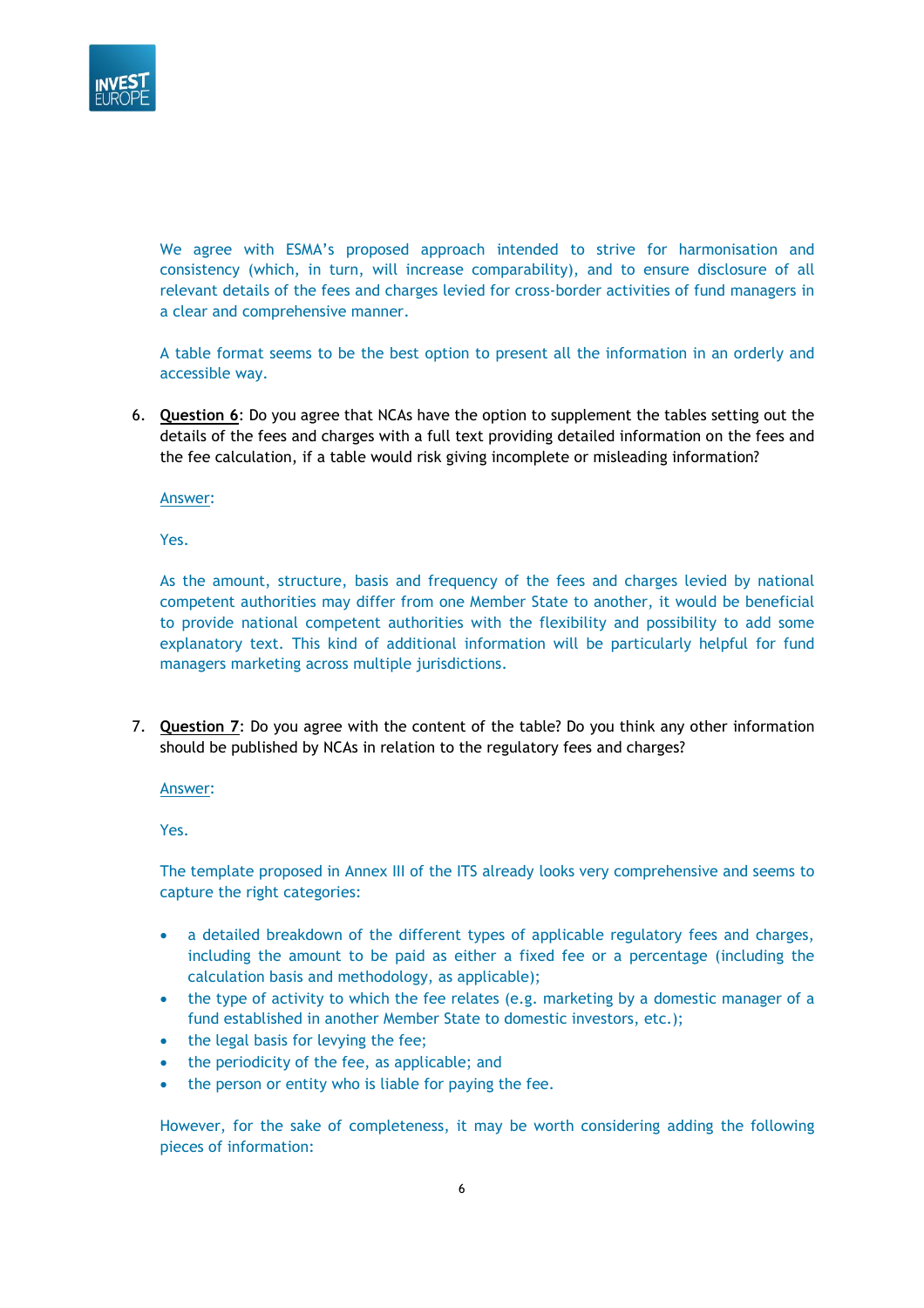We agree with ESMA's proposed approach intended to strive for harmonisation and consistency (which, in turn, will increase comparability), and to ensure disclosure of all relevant details of the fees and charges levied for cross-border activities of fund managers in a clear and comprehensive manner.

A table format seems to be the best option to present all the information in an orderly and accessible way.

6. **Question 6**: Do you agree that NCAs have the option to supplement the tables setting out the details of the fees and charges with a full text providing detailed information on the fees and the fee calculation, if a table would risk giving incomplete or misleading information?

   Answer:

   Yes.

   As the amount, structure, basis and frequency of the fees and charges levied by national competent authorities may differ from one Member State to another, it would be beneficial to provide national competent authorities with the flexibility and possibility to add some explanatory text. This kind of additional information will be particularly helpful for fund managers marketing across multiple jurisdictions.

7. **Question 7**: Do you agree with the content of the table? Do you think any other information should be published by NCAs in relation to the regulatory fees and charges?

   Answer:

   Yes.

   The template proposed in Annex III of the ITS already looks very comprehensive and seems to capture the right categories:

   - a detailed breakdown of the different types of applicable regulatory fees and charges, including the amount to be paid as either a fixed fee or a percentage (including the calculation basis and methodology, as applicable);
   - the type of activity to which the fee relates (e.g. marketing by a domestic manager of a fund established in another Member State to domestic investors, etc.);
   - the legal basis for levying the fee;
   - the periodicity of the fee, as applicable; and
   - the person or entity who is liable for paying the fee.

   However, for the sake of completeness, it may be worth considering adding the following pieces of information: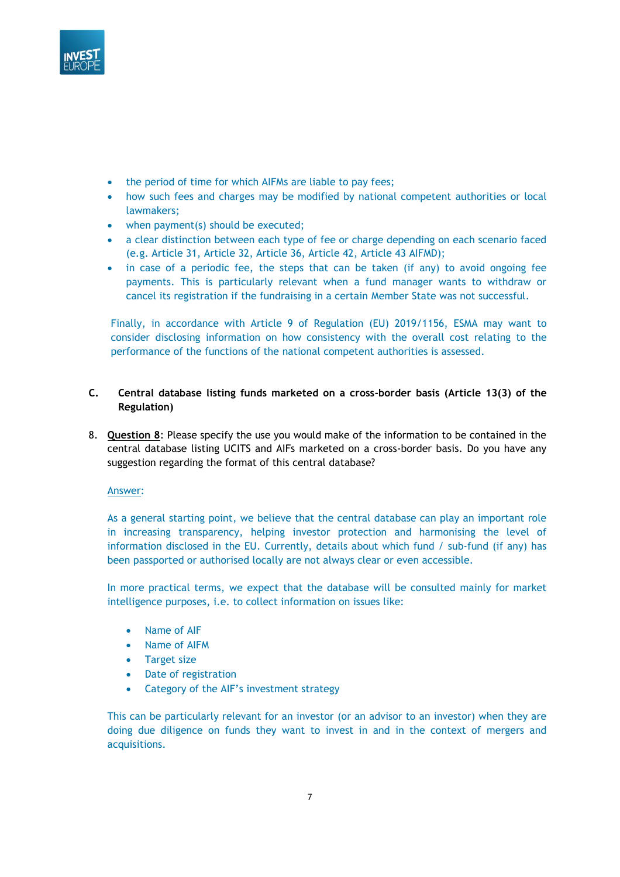- the period of time for which AIFMs are liable to pay fees;
- how such fees and charges may be modified by national competent authorities or local lawmakers;
- when payment(s) should be executed;
- a clear distinction between each type of fee or charge depending on each scenario faced (e.g. Article 31, Article 32, Article 36, Article 42, Article 43 AIFMD);
- in case of a periodic fee, the steps that can be taken (if any) to avoid ongoing fee payments. This is particularly relevant when a fund manager wants to withdraw or cancel its registration if the fundraising in a certain Member State was not successful.

Finally, in accordance with Article 9 of Regulation (EU) 2019/1156, ESMA may want to consider disclosing information on how consistency with the overall cost relating to the performance of the functions of the national competent authorities is assessed.

## C. Central database listing funds marketed on a cross-border basis (Article 13(3) of the Regulation)

8. **Question 8**: Please specify the use you would make of the information to be contained in the central database listing UCITS and AIFs marketed on a cross-border basis. Do you have any suggestion regarding the format of this central database?

   Answer:

   As a general starting point, we believe that the central database can play an important role in increasing transparency, helping investor protection and harmonising the level of information disclosed in the EU. Currently, details about which fund / sub-fund (if any) has been passported or authorised locally are not always clear or even accessible.

   In more practical terms, we expect that the database will be consulted mainly for market intelligence purposes, i.e. to collect information on issues like:

   - Name of AIF
   - Name of AIFM
   - Target size
   - Date of registration
   - Category of the AIF's investment strategy

   This can be particularly relevant for an investor (or an advisor to an investor) when they are doing due diligence on funds they want to invest in and in the context of mergers and acquisitions.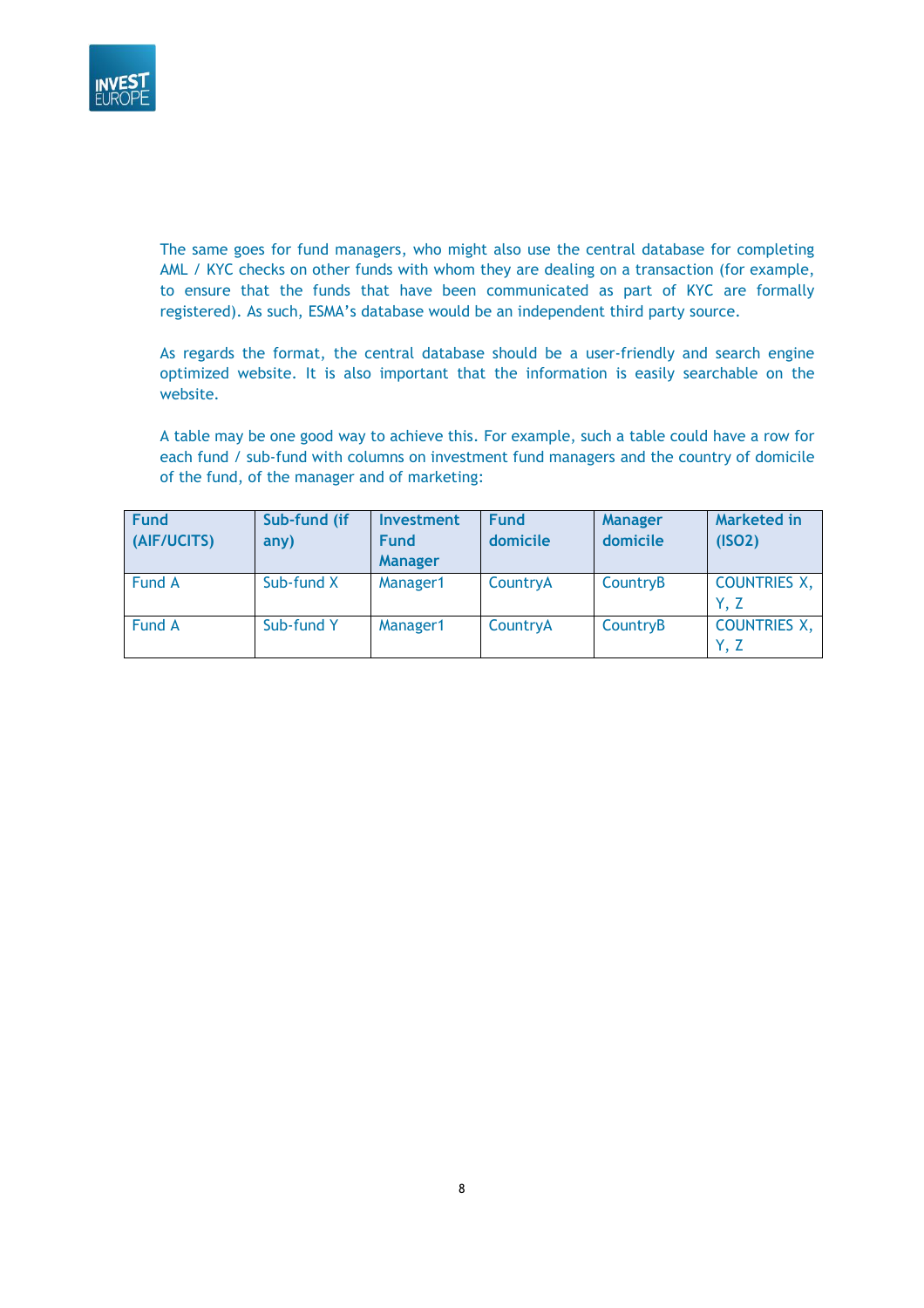The same goes for fund managers, who might also use the central database for completing AML / KYC checks on other funds with whom they are dealing on a transaction (for example, to ensure that the funds that have been communicated as part of KYC are formally registered). As such, ESMA's database would be an independent third party source.

As regards the format, the central database should be a user-friendly and search engine optimized website. It is also important that the information is easily searchable on the website.

A table may be one good way to achieve this. For example, such a table could have a row for each fund / sub-fund with columns on investment fund managers and the country of domicile of the fund, of the manager and of marketing:

| Fund (AIF/UCITS) | Sub-fund (if any) | Investment Fund Manager | Fund domicile | Manager domicile | Marketed in (ISO2) |
|---|---|---|---|---|---|
| Fund A | Sub-fund X | Manager1 | CountryA | CountryB | COUNTRIES X, Y, Z |
| Fund A | Sub-fund Y | Manager1 | CountryA | CountryB | COUNTRIES X, Y, Z |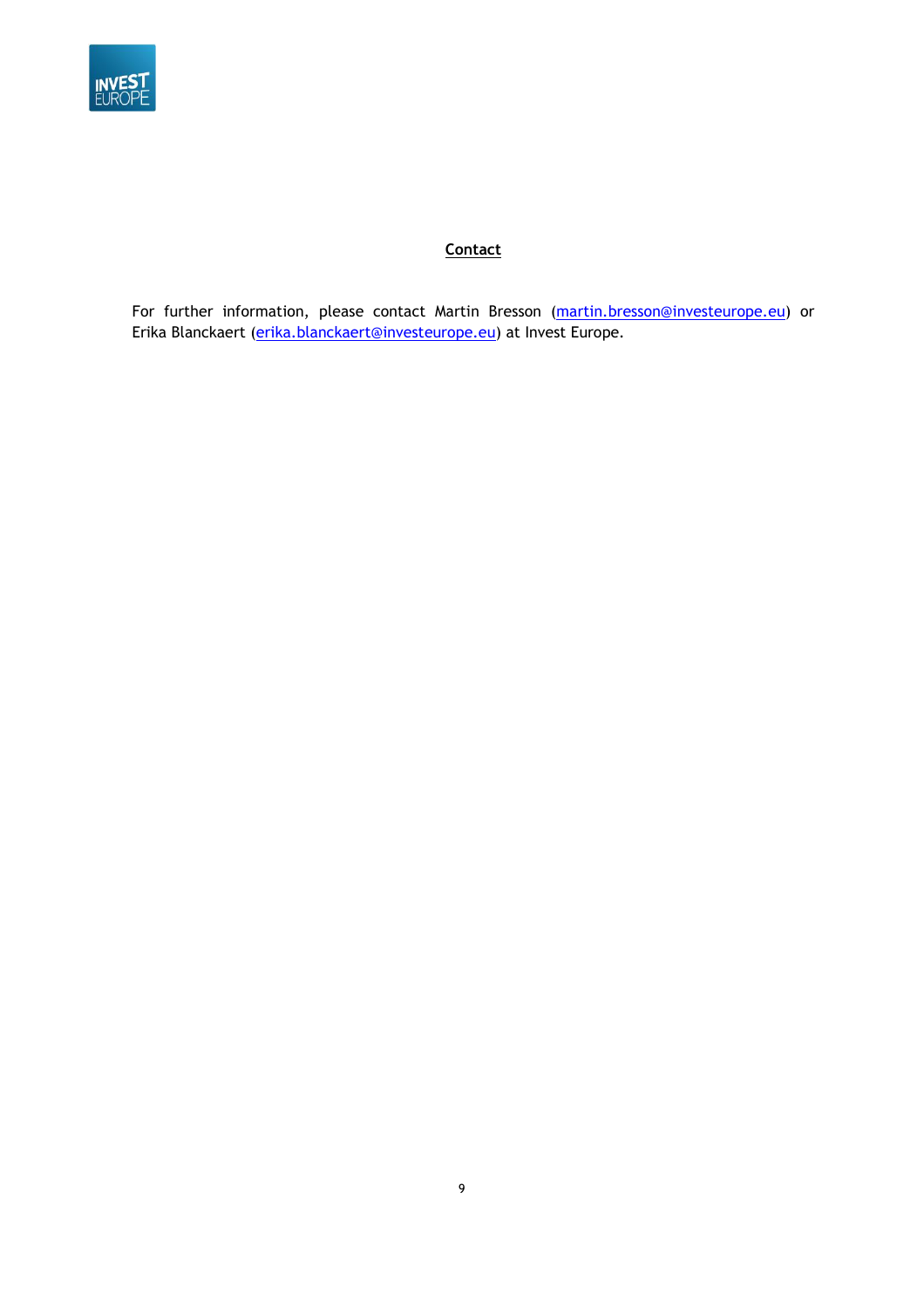## Contact

For further information, please contact Martin Bresson (martin.bresson@investeurope.eu) or Erika Blanckaert (erika.blanckaert@investeurope.eu) at Invest Europe.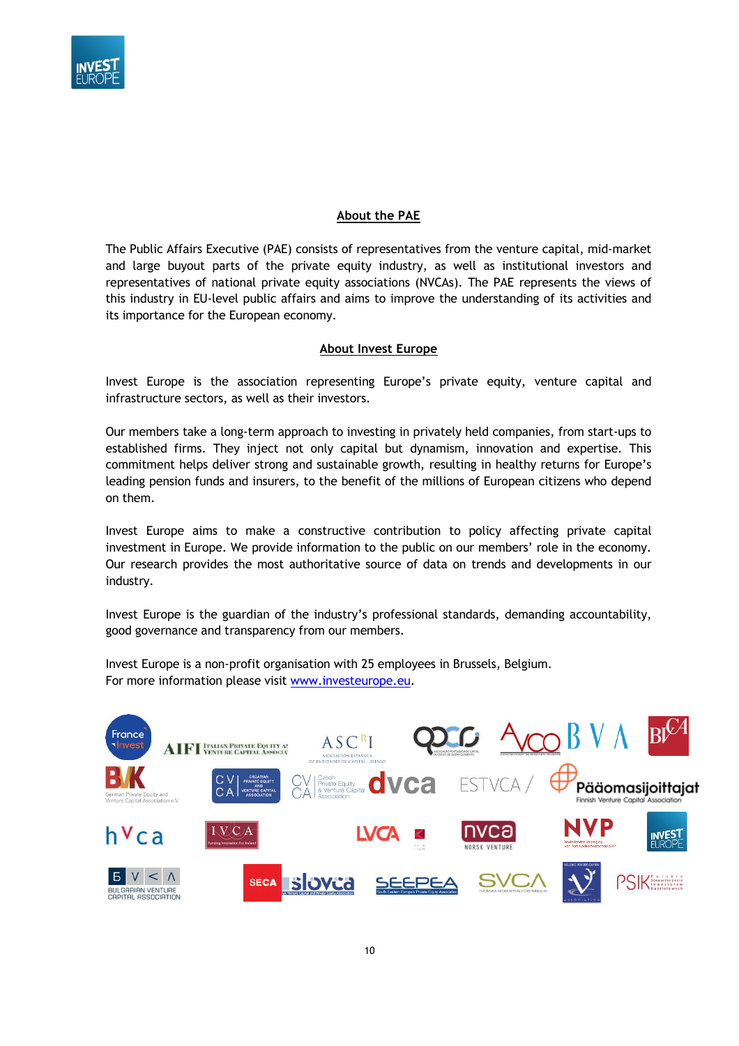## About the PAE

The Public Affairs Executive (PAE) consists of representatives from the venture capital, mid-market and large buyout parts of the private equity industry, as well as institutional investors and representatives of national private equity associations (NVCAs). The PAE represents the views of this industry in EU-level public affairs and aims to improve the understanding of its activities and its importance for the European economy.

## About Invest Europe

Invest Europe is the association representing Europe's private equity, venture capital and infrastructure sectors, as well as their investors.

Our members take a long-term approach to investing in privately held companies, from start-ups to established firms. They inject not only capital but dynamism, innovation and expertise. This commitment helps deliver strong and sustainable growth, resulting in healthy returns for Europe's leading pension funds and insurers, to the benefit of the millions of European citizens who depend on them.

Invest Europe aims to make a constructive contribution to policy affecting private capital investment in Europe. We provide information to the public on our members' role in the economy. Our research provides the most authoritative source of data on trends and developments in our industry.

Invest Europe is the guardian of the industry's professional standards, demanding accountability, good governance and transparency from our members.

Invest Europe is a non-profit organisation with 25 employees in Brussels, Belgium.
For more information please visit www.investeurope.eu.